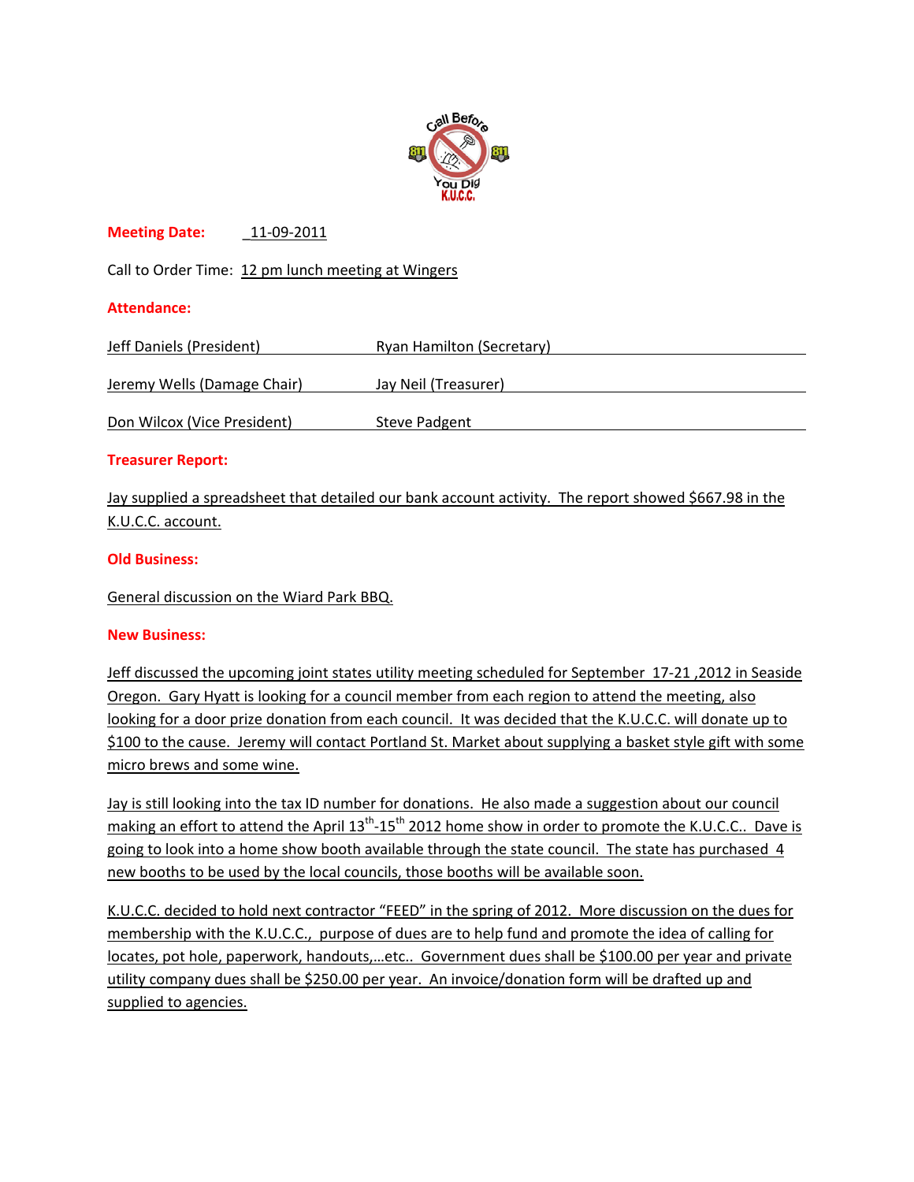**Meeting Date:** 11-09-2011

Call to Order Time: 12 pm lunch meeting at Wingers

**Attendance:**

| | |
|---|---|
| Jeff Daniels (President) | Ryan Hamilton (Secretary) |
| Jeremy Wells (Damage Chair) | Jay Neil (Treasurer) |
| Don Wilcox (Vice President) | Steve Padgent |

**Treasurer Report:**

Jay supplied a spreadsheet that detailed our bank account activity. The report showed $667.98 in the K.U.C.C. account.

**Old Business:**

General discussion on the Wiard Park BBQ.

**New Business:**

Jeff discussed the upcoming joint states utility meeting scheduled for September 17-21 ,2012 in Seaside Oregon. Gary Hyatt is looking for a council member from each region to attend the meeting, also looking for a door prize donation from each council. It was decided that the K.U.C.C. will donate up to $100 to the cause. Jeremy will contact Portland St. Market about supplying a basket style gift with some micro brews and some wine.

Jay is still looking into the tax ID number for donations. He also made a suggestion about our council making an effort to attend the April 13th-15th 2012 home show in order to promote the K.U.C.C.. Dave is going to look into a home show booth available through the state council. The state has purchased 4 new booths to be used by the local councils, those booths will be available soon.

K.U.C.C. decided to hold next contractor "FEED" in the spring of 2012. More discussion on the dues for membership with the K.U.C.C., purpose of dues are to help fund and promote the idea of calling for locates, pot hole, paperwork, handouts,…etc.. Government dues shall be $100.00 per year and private utility company dues shall be $250.00 per year. An invoice/donation form will be drafted up and supplied to agencies.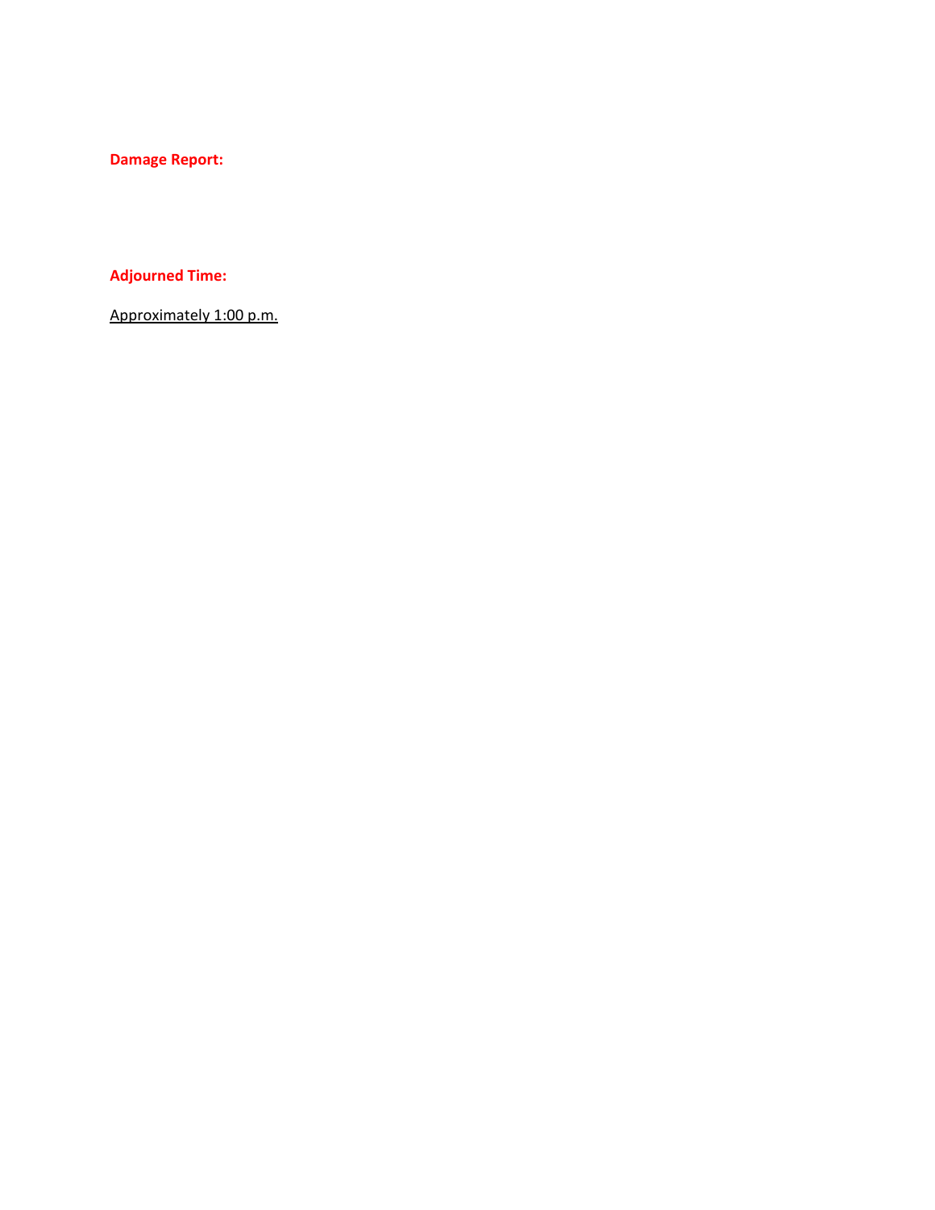**Damage Report:**

**Adjourned Time:**

<u>Approximately 1:00 p.m.</u>